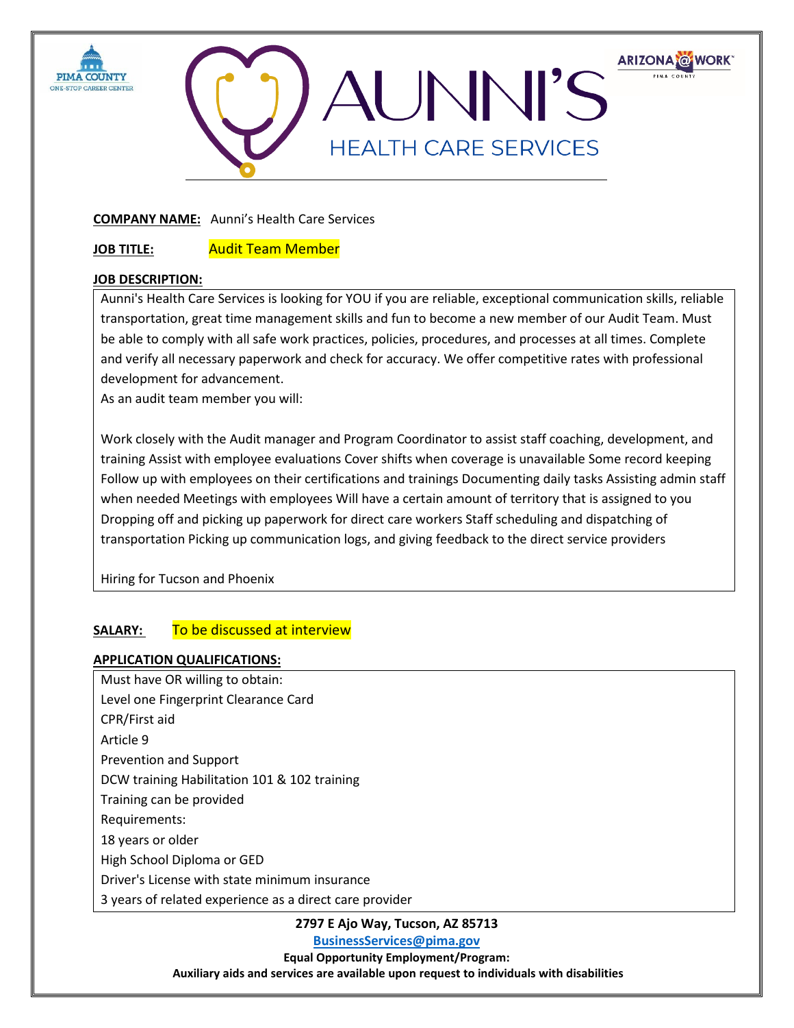**COMPANY NAME:** Aunni's Health Care Services

**JOB TITLE:** Audit Team Member

**JOB DESCRIPTION:**

Aunni's Health Care Services is looking for YOU if you are reliable, exceptional communication skills, reliable transportation, great time management skills and fun to become a new member of our Audit Team. Must be able to comply with all safe work practices, policies, procedures, and processes at all times. Complete and verify all necessary paperwork and check for accuracy. We offer competitive rates with professional development for advancement.

As an audit team member you will:

Work closely with the Audit manager and Program Coordinator to assist staff coaching, development, and training Assist with employee evaluations Cover shifts when coverage is unavailable Some record keeping Follow up with employees on their certifications and trainings Documenting daily tasks Assisting admin staff when needed Meetings with employees Will have a certain amount of territory that is assigned to you Dropping off and picking up paperwork for direct care workers Staff scheduling and dispatching of transportation Picking up communication logs, and giving feedback to the direct service providers

Hiring for Tucson and Phoenix

**SALARY:** To be discussed at interview

**APPLICATION QUALIFICATIONS:**

Must have OR willing to obtain:
Level one Fingerprint Clearance Card
CPR/First aid
Article 9
Prevention and Support
DCW training Habilitation 101 & 102 training
Training can be provided
Requirements:
18 years or older
High School Diploma or GED
Driver's License with state minimum insurance
3 years of related experience as a direct care provider

**2797 E Ajo Way, Tucson, AZ 85713**

**BusinessServices@pima.gov**

**Equal Opportunity Employment/Program:**

**Auxiliary aids and services are available upon request to individuals with disabilities**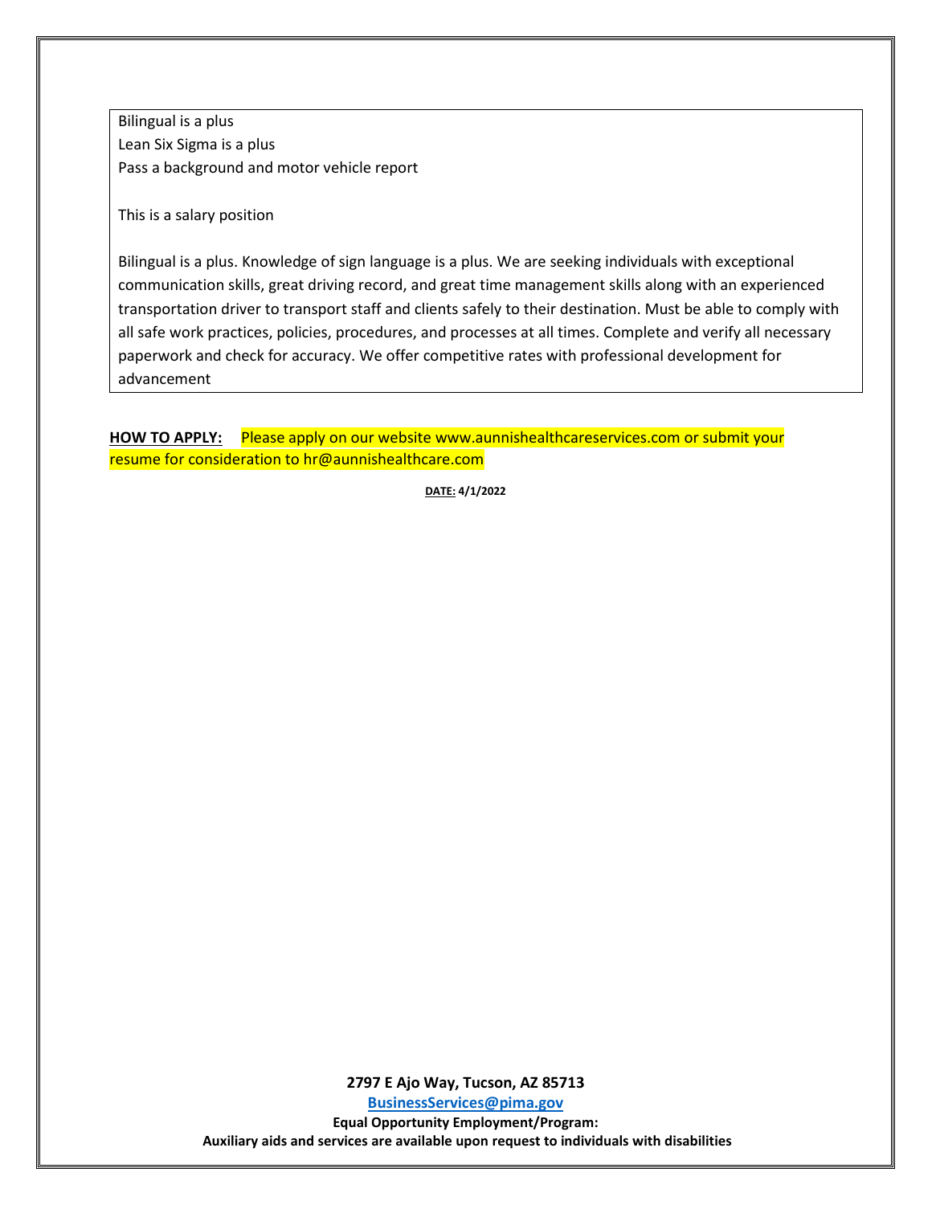Bilingual is a plus
Lean Six Sigma is a plus
Pass a background and motor vehicle report

This is a salary position

Bilingual is a plus. Knowledge of sign language is a plus. We are seeking individuals with exceptional communication skills, great driving record, and great time management skills along with an experienced transportation driver to transport staff and clients safely to their destination. Must be able to comply with all safe work practices, policies, procedures, and processes at all times. Complete and verify all necessary paperwork and check for accuracy. We offer competitive rates with professional development for advancement

**HOW TO APPLY:** Please apply on our website www.aunnishealthcareservices.com or submit your resume for consideration to hr@aunnishealthcare.com

**DATE: 4/1/2022**

**2797 E Ajo Way, Tucson, AZ 85713**
**BusinessServices@pima.gov**
**Equal Opportunity Employment/Program:**
**Auxiliary aids and services are available upon request to individuals with disabilities**